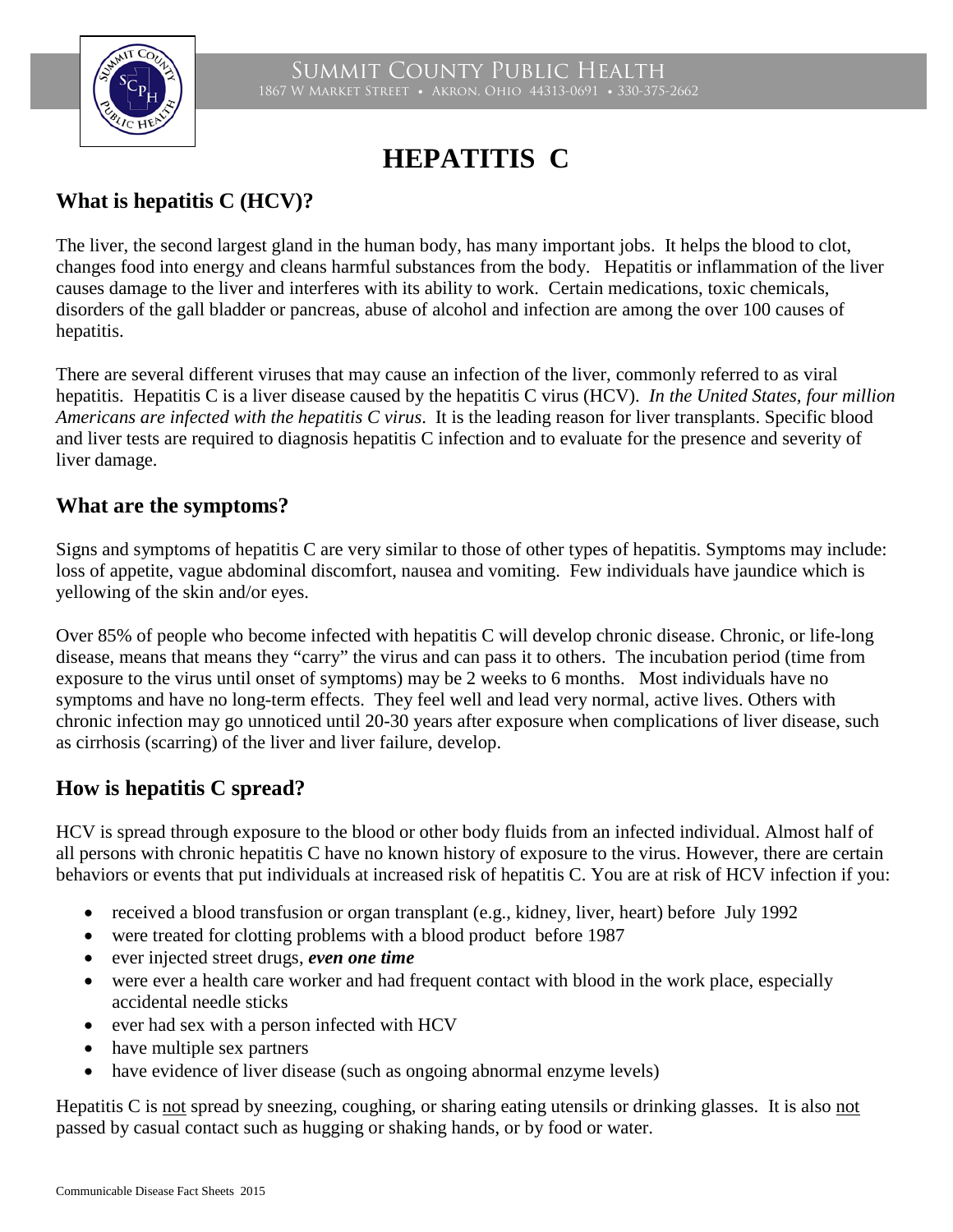SUMMIT COUNTY PUBLIC HEALTH
1867 W MARKET STREET • AKRON, OHIO 44313-0691 • 330-375-2662

# HEPATITIS C

## What is hepatitis C (HCV)?

The liver, the second largest gland in the human body, has many important jobs. It helps the blood to clot, changes food into energy and cleans harmful substances from the body. Hepatitis or inflammation of the liver causes damage to the liver and interferes with its ability to work. Certain medications, toxic chemicals, disorders of the gall bladder or pancreas, abuse of alcohol and infection are among the over 100 causes of hepatitis.

There are several different viruses that may cause an infection of the liver, commonly referred to as viral hepatitis. Hepatitis C is a liver disease caused by the hepatitis C virus (HCV). *In the United States, four million Americans are infected with the hepatitis C virus*. It is the leading reason for liver transplants. Specific blood and liver tests are required to diagnosis hepatitis C infection and to evaluate for the presence and severity of liver damage.

## What are the symptoms?

Signs and symptoms of hepatitis C are very similar to those of other types of hepatitis. Symptoms may include: loss of appetite, vague abdominal discomfort, nausea and vomiting. Few individuals have jaundice which is yellowing of the skin and/or eyes.

Over 85% of people who become infected with hepatitis C will develop chronic disease. Chronic, or life-long disease, means that means they "carry" the virus and can pass it to others. The incubation period (time from exposure to the virus until onset of symptoms) may be 2 weeks to 6 months. Most individuals have no symptoms and have no long-term effects. They feel well and lead very normal, active lives. Others with chronic infection may go unnoticed until 20-30 years after exposure when complications of liver disease, such as cirrhosis (scarring) of the liver and liver failure, develop.

## How is hepatitis C spread?

HCV is spread through exposure to the blood or other body fluids from an infected individual. Almost half of all persons with chronic hepatitis C have no known history of exposure to the virus. However, there are certain behaviors or events that put individuals at increased risk of hepatitis C. You are at risk of HCV infection if you:

- received a blood transfusion or organ transplant (e.g., kidney, liver, heart) before July 1992
- were treated for clotting problems with a blood product before 1987
- ever injected street drugs, ***even one time***
- were ever a health care worker and had frequent contact with blood in the work place, especially accidental needle sticks
- ever had sex with a person infected with HCV
- have multiple sex partners
- have evidence of liver disease (such as ongoing abnormal enzyme levels)

Hepatitis C is <u>not</u> spread by sneezing, coughing, or sharing eating utensils or drinking glasses. It is also <u>not</u> passed by casual contact such as hugging or shaking hands, or by food or water.

Communicable Disease Fact Sheets 2015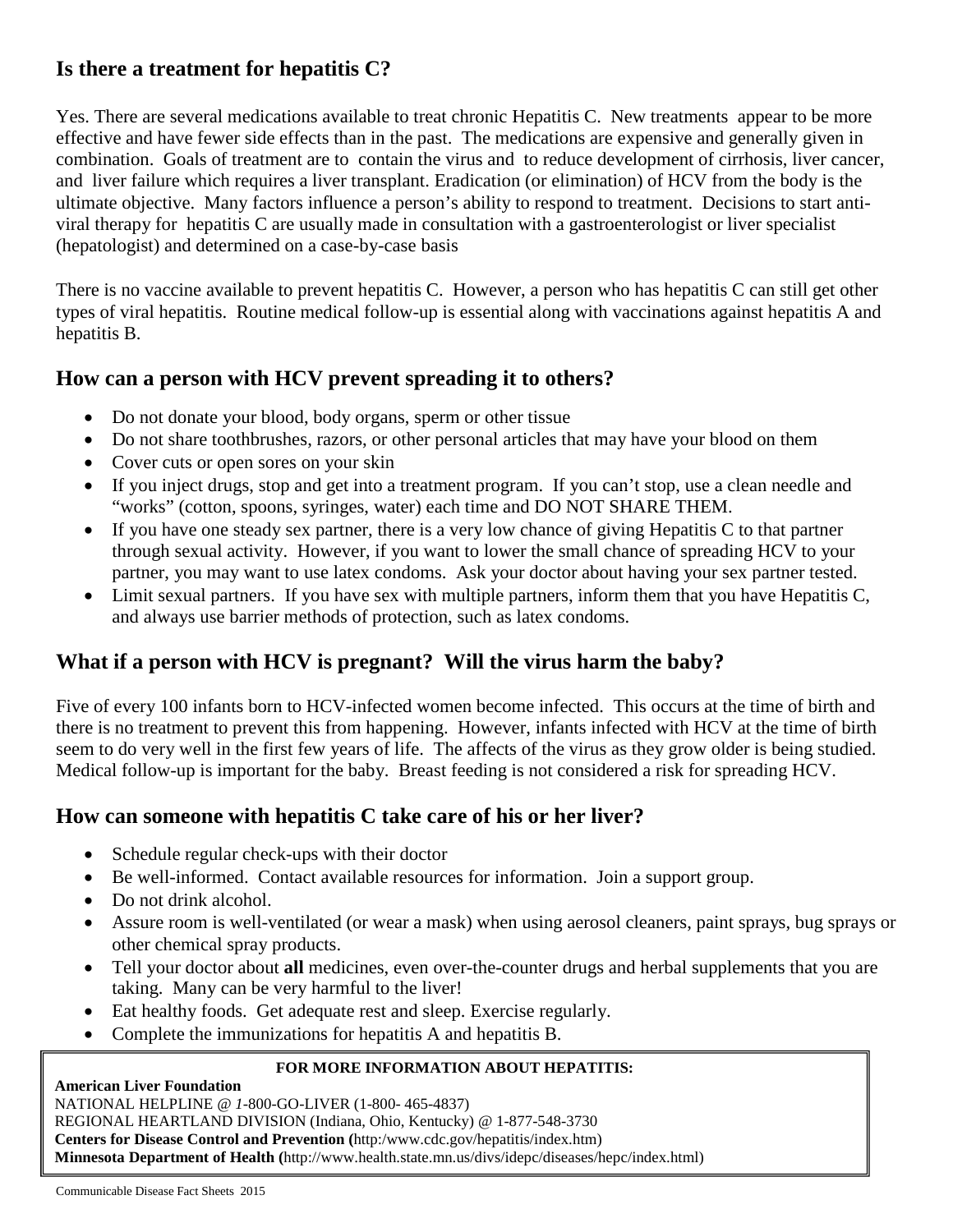## Is there a treatment for hepatitis C?

Yes. There are several medications available to treat chronic Hepatitis C. New treatments appear to be more effective and have fewer side effects than in the past. The medications are expensive and generally given in combination. Goals of treatment are to contain the virus and to reduce development of cirrhosis, liver cancer, and liver failure which requires a liver transplant. Eradication (or elimination) of HCV from the body is the ultimate objective. Many factors influence a person's ability to respond to treatment. Decisions to start anti-viral therapy for hepatitis C are usually made in consultation with a gastroenterologist or liver specialist (hepatologist) and determined on a case-by-case basis

There is no vaccine available to prevent hepatitis C. However, a person who has hepatitis C can still get other types of viral hepatitis. Routine medical follow-up is essential along with vaccinations against hepatitis A and hepatitis B.

## How can a person with HCV prevent spreading it to others?

- Do not donate your blood, body organs, sperm or other tissue
- Do not share toothbrushes, razors, or other personal articles that may have your blood on them
- Cover cuts or open sores on your skin
- If you inject drugs, stop and get into a treatment program. If you can't stop, use a clean needle and "works" (cotton, spoons, syringes, water) each time and DO NOT SHARE THEM.
- If you have one steady sex partner, there is a very low chance of giving Hepatitis C to that partner through sexual activity. However, if you want to lower the small chance of spreading HCV to your partner, you may want to use latex condoms. Ask your doctor about having your sex partner tested.
- Limit sexual partners. If you have sex with multiple partners, inform them that you have Hepatitis C, and always use barrier methods of protection, such as latex condoms.

## What if a person with HCV is pregnant? Will the virus harm the baby?

Five of every 100 infants born to HCV-infected women become infected. This occurs at the time of birth and there is no treatment to prevent this from happening. However, infants infected with HCV at the time of birth seem to do very well in the first few years of life. The affects of the virus as they grow older is being studied. Medical follow-up is important for the baby. Breast feeding is not considered a risk for spreading HCV.

## How can someone with hepatitis C take care of his or her liver?

- Schedule regular check-ups with their doctor
- Be well-informed. Contact available resources for information. Join a support group.
- Do not drink alcohol.
- Assure room is well-ventilated (or wear a mask) when using aerosol cleaners, paint sprays, bug sprays or other chemical spray products.
- Tell your doctor about **all** medicines, even over-the-counter drugs and herbal supplements that you are taking. Many can be very harmful to the liver!
- Eat healthy foods. Get adequate rest and sleep. Exercise regularly.
- Complete the immunizations for hepatitis A and hepatitis B.

**FOR MORE INFORMATION ABOUT HEPATITIS:**

**American Liver Foundation**
NATIONAL HELPLINE @ *1*-800-GO-LIVER (1-800- 465-4837)
REGIONAL HEARTLAND DIVISION (Indiana, Ohio, Kentucky) @ 1-877-548-3730
**Centers for Disease Control and Prevention (**http:/www.cdc.gov/hepatitis/index.htm)
**Minnesota Department of Health (**http://www.health.state.mn.us/divs/idepc/diseases/hepc/index.html)

Communicable Disease Fact Sheets 2015